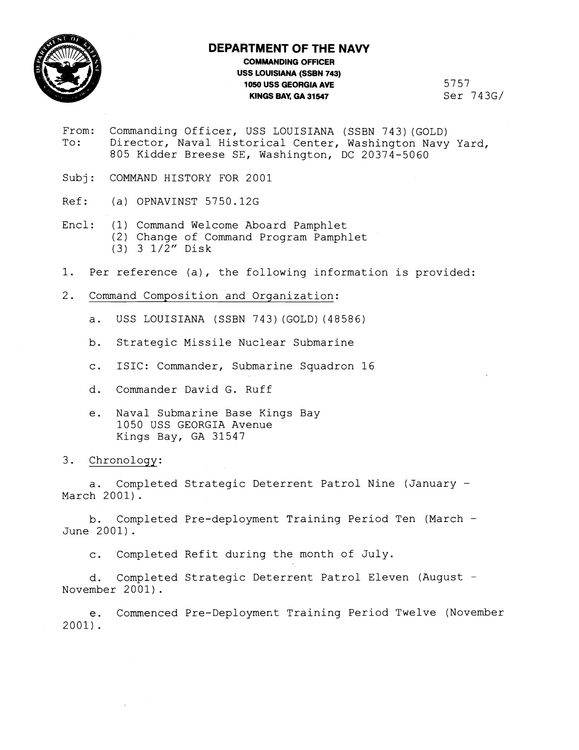# DEPARTMENT OF THE NAVY

**COMMANDING OFFICER**
**USS LOUISIANA (SSBN 743)**
**1050 USS GEORGIA AVE**
**KINGS BAY, GA 31547**

5757
Ser 743G/

From: Commanding Officer, USS LOUISIANA (SSBN 743)(GOLD)
To: Director, Naval Historical Center, Washington Navy Yard, 805 Kidder Breese SE, Washington, DC 20374-5060

Subj: COMMAND HISTORY FOR 2001

Ref: (a) OPNAVINST 5750.12G

Encl: (1) Command Welcome Aboard Pamphlet
(2) Change of Command Program Pamphlet
(3) 3 1/2" Disk

1. Per reference (a), the following information is provided:

2. Command Composition and Organization:

   a. USS LOUISIANA (SSBN 743)(GOLD)(48586)

   b. Strategic Missile Nuclear Submarine

   c. ISIC: Commander, Submarine Squadron 16

   d. Commander David G. Ruff

   e. Naval Submarine Base Kings Bay
   1050 USS GEORGIA Avenue
   Kings Bay, GA 31547

3. Chronology:

   a. Completed Strategic Deterrent Patrol Nine (January - March 2001).

   b. Completed Pre-deployment Training Period Ten (March - June 2001).

   c. Completed Refit during the month of July.

   d. Completed Strategic Deterrent Patrol Eleven (August - November 2001).

   e. Commenced Pre-Deployment Training Period Twelve (November 2001).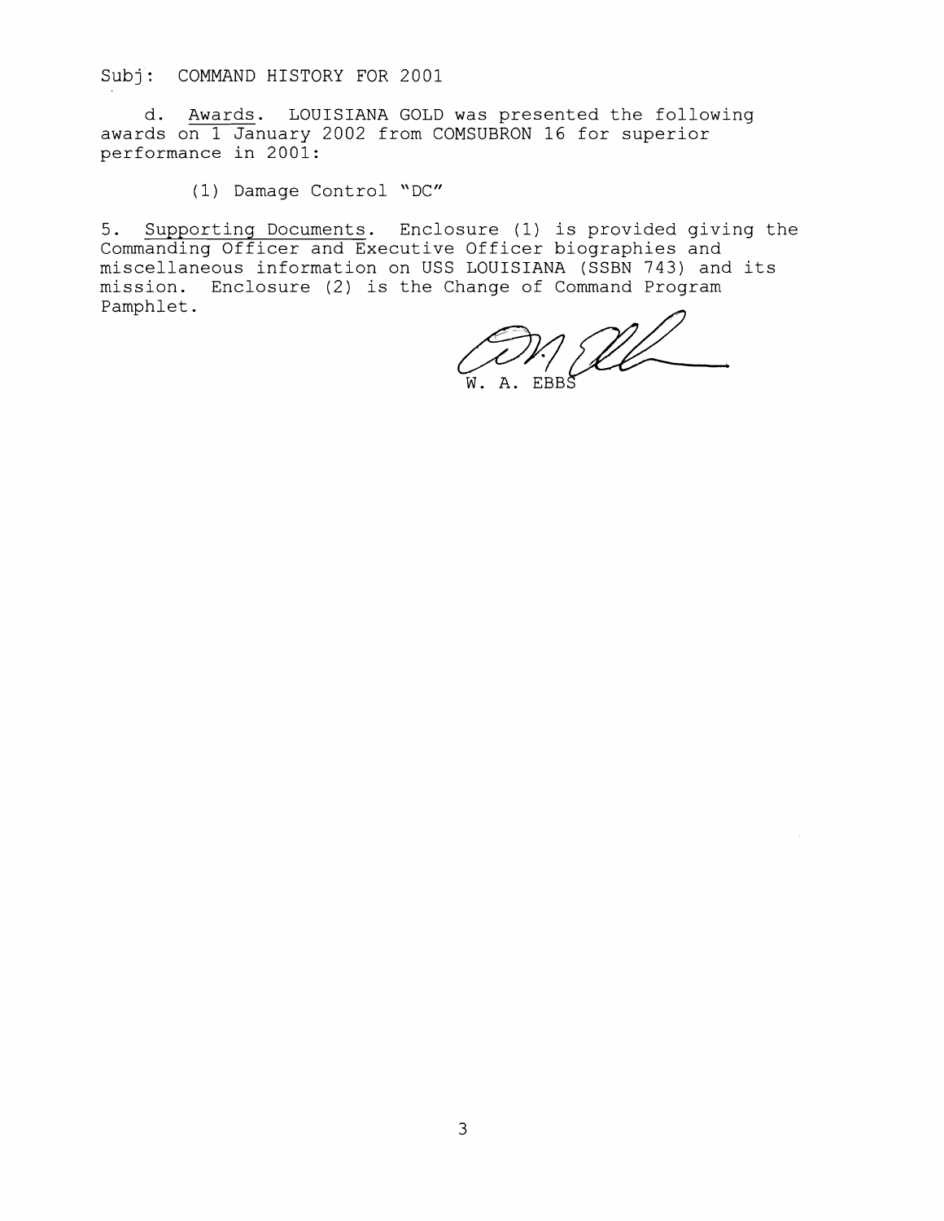Subj: COMMAND HISTORY FOR 2001

d. Awards. LOUISIANA GOLD was presented the following awards on 1 January 2002 from COMSUBRON 16 for superior performance in 2001:

(1) Damage Control "DC"

5. Supporting Documents. Enclosure (1) is provided giving the Commanding Officer and Executive Officer biographies and miscellaneous information on USS LOUISIANA (SSBN 743) and its mission. Enclosure (2) is the Change of Command Program Pamphlet.

W. A. EBBS